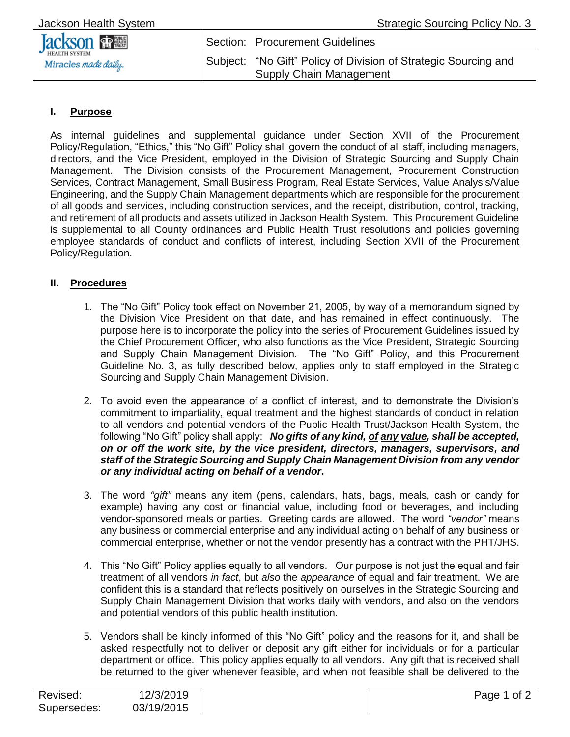| Section: | Procurement Guidelines |
| --- | --- |
| Subject: | "No Gift" Policy of Division of Strategic Sourcing and Supply Chain Management |

## I. <u>Purpose</u>

As internal guidelines and supplemental guidance under Section XVII of the Procurement Policy/Regulation, "Ethics," this "No Gift" Policy shall govern the conduct of all staff, including managers, directors, and the Vice President, employed in the Division of Strategic Sourcing and Supply Chain Management. The Division consists of the Procurement Management, Procurement Construction Services, Contract Management, Small Business Program, Real Estate Services, Value Analysis/Value Engineering, and the Supply Chain Management departments which are responsible for the procurement of all goods and services, including construction services, and the receipt, distribution, control, tracking, and retirement of all products and assets utilized in Jackson Health System. This Procurement Guideline is supplemental to all County ordinances and Public Health Trust resolutions and policies governing employee standards of conduct and conflicts of interest, including Section XVII of the Procurement Policy/Regulation.

## II. <u>Procedures</u>

1. The "No Gift" Policy took effect on November 21, 2005, by way of a memorandum signed by the Division Vice President on that date, and has remained in effect continuously. The purpose here is to incorporate the policy into the series of Procurement Guidelines issued by the Chief Procurement Officer, who also functions as the Vice President, Strategic Sourcing and Supply Chain Management Division. The "No Gift" Policy, and this Procurement Guideline No. 3, as fully described below, applies only to staff employed in the Strategic Sourcing and Supply Chain Management Division.

2. To avoid even the appearance of a conflict of interest, and to demonstrate the Division's commitment to impartiality, equal treatment and the highest standards of conduct in relation to all vendors and potential vendors of the Public Health Trust/Jackson Health System, the following "No Gift" policy shall apply: ***No gifts of any kind, <u>of any value</u>, shall be accepted, on or off the work site, by the vice president, directors, managers, supervisors, and staff of the Strategic Sourcing and Supply Chain Management Division from any vendor or any individual acting on behalf of a vendor*****.**

3. The word *"gift"* means any item (pens, calendars, hats, bags, meals, cash or candy for example) having any cost or financial value, including food or beverages, and including vendor-sponsored meals or parties. Greeting cards are allowed. The word *"vendor"* means any business or commercial enterprise and any individual acting on behalf of any business or commercial enterprise, whether or not the vendor presently has a contract with the PHT/JHS.

4. This "No Gift" Policy applies equally to all vendors. Our purpose is not just the equal and fair treatment of all vendors *in fact*, but *also* the *appearance* of equal and fair treatment. We are confident this is a standard that reflects positively on ourselves in the Strategic Sourcing and Supply Chain Management Division that works daily with vendors, and also on the vendors and potential vendors of this public health institution.

5. Vendors shall be kindly informed of this "No Gift" policy and the reasons for it, and shall be asked respectfully not to deliver or deposit any gift either for individuals or for a particular department or office. This policy applies equally to all vendors. Any gift that is received shall be returned to the giver whenever feasible, and when not feasible shall be delivered to the

| Revised: | 12/3/2019 |
| --- | --- |
| Supersedes: | 03/19/2015 |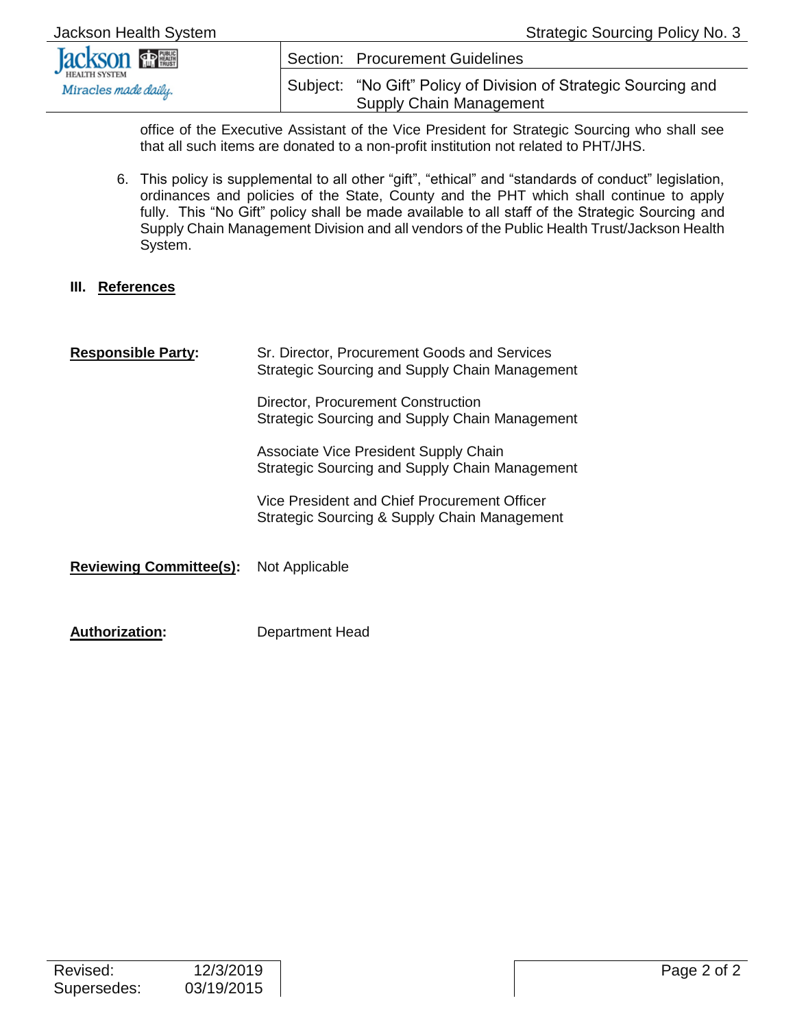office of the Executive Assistant of the Vice President for Strategic Sourcing who shall see that all such items are donated to a non-profit institution not related to PHT/JHS.

6. This policy is supplemental to all other “gift”, “ethical” and “standards of conduct” legislation, ordinances and policies of the State, County and the PHT which shall continue to apply fully. This “No Gift” policy shall be made available to all staff of the Strategic Sourcing and Supply Chain Management Division and all vendors of the Public Health Trust/Jackson Health System.

## III. References

**Responsible Party:**

Sr. Director, Procurement Goods and Services
Strategic Sourcing and Supply Chain Management

Director, Procurement Construction
Strategic Sourcing and Supply Chain Management

Associate Vice President Supply Chain
Strategic Sourcing and Supply Chain Management

Vice President and Chief Procurement Officer
Strategic Sourcing & Supply Chain Management

**Reviewing Committee(s):** Not Applicable

**Authorization:** Department Head

Revised: 12/3/2019
Supersedes: 03/19/2015